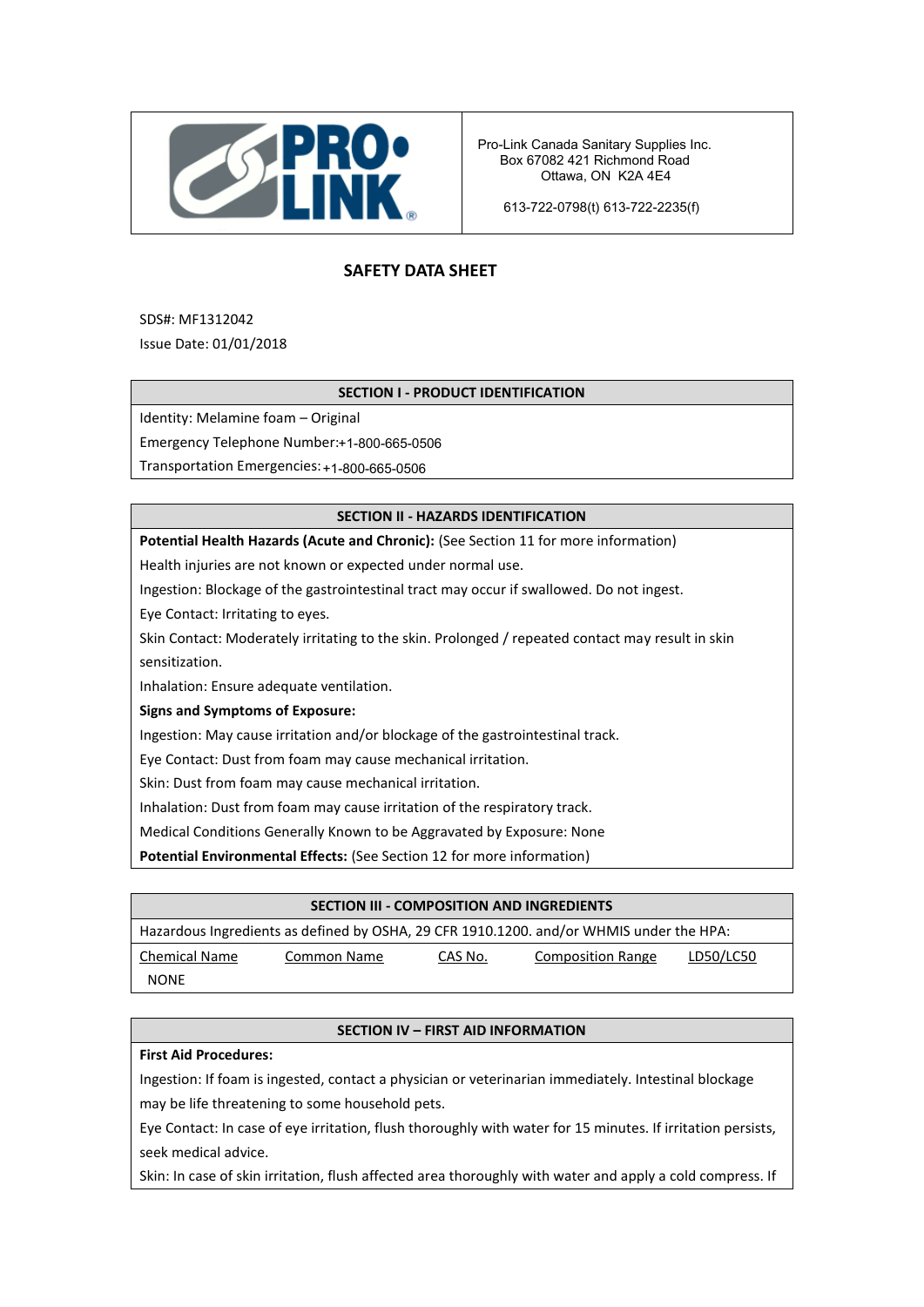Pro-Link Canada Sanitary Supplies Inc.
Box 67082 421 Richmond Road
Ottawa, ON K2A 4E4

613-722-0798(t) 613-722-2235(f)

# SAFETY DATA SHEET

SDS#: MF1312042

Issue Date: 01/01/2018

## SECTION I - PRODUCT IDENTIFICATION

Identity: Melamine foam – Original

Emergency Telephone Number:+1-800-665-0506

Transportation Emergencies: +1-800-665-0506

## SECTION II - HAZARDS IDENTIFICATION

**Potential Health Hazards (Acute and Chronic):** (See Section 11 for more information)

Health injuries are not known or expected under normal use.

Ingestion: Blockage of the gastrointestinal tract may occur if swallowed. Do not ingest.

Eye Contact: Irritating to eyes.

Skin Contact: Moderately irritating to the skin. Prolonged / repeated contact may result in skin sensitization.

Inhalation: Ensure adequate ventilation.

**Signs and Symptoms of Exposure:**

Ingestion: May cause irritation and/or blockage of the gastrointestinal track.

Eye Contact: Dust from foam may cause mechanical irritation.

Skin: Dust from foam may cause mechanical irritation.

Inhalation: Dust from foam may cause irritation of the respiratory track.

Medical Conditions Generally Known to be Aggravated by Exposure: None

**Potential Environmental Effects:** (See Section 12 for more information)

## SECTION III - COMPOSITION AND INGREDIENTS

Hazardous Ingredients as defined by OSHA, 29 CFR 1910.1200. and/or WHMIS under the HPA:

| Chemical Name | Common Name | CAS No. | Composition Range | LD50/LC50 |
|---|---|---|---|---|
| NONE | | | | |

## SECTION IV – FIRST AID INFORMATION

**First Aid Procedures:**

Ingestion: If foam is ingested, contact a physician or veterinarian immediately. Intestinal blockage may be life threatening to some household pets.

Eye Contact: In case of eye irritation, flush thoroughly with water for 15 minutes. If irritation persists, seek medical advice.

Skin: In case of skin irritation, flush affected area thoroughly with water and apply a cold compress. If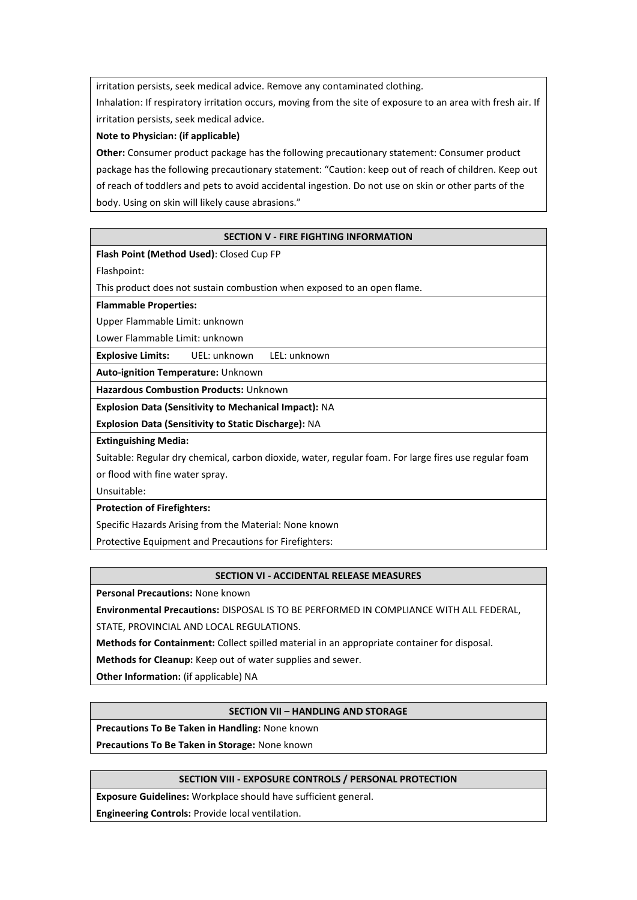irritation persists, seek medical advice. Remove any contaminated clothing.

Inhalation: If respiratory irritation occurs, moving from the site of exposure to an area with fresh air. If irritation persists, seek medical advice.

**Note to Physician: (if applicable)**

**Other:** Consumer product package has the following precautionary statement: Consumer product package has the following precautionary statement: “Caution: keep out of reach of children. Keep out of reach of toddlers and pets to avoid accidental ingestion. Do not use on skin or other parts of the body. Using on skin will likely cause abrasions.”

## SECTION V - FIRE FIGHTING INFORMATION

**Flash Point (Method Used)**: Closed Cup FP

Flashpoint:

This product does not sustain combustion when exposed to an open flame.

**Flammable Properties:**

Upper Flammable Limit: unknown

Lower Flammable Limit: unknown

**Explosive Limits:** UEL: unknown LEL: unknown

**Auto-ignition Temperature:** Unknown

**Hazardous Combustion Products:** Unknown

**Explosion Data (Sensitivity to Mechanical Impact):** NA

**Explosion Data (Sensitivity to Static Discharge):** NA

**Extinguishing Media:**

Suitable: Regular dry chemical, carbon dioxide, water, regular foam. For large fires use regular foam or flood with fine water spray.

Unsuitable:

**Protection of Firefighters:**

Specific Hazards Arising from the Material: None known

Protective Equipment and Precautions for Firefighters:

## SECTION VI - ACCIDENTAL RELEASE MEASURES

**Personal Precautions:** None known

**Environmental Precautions:** DISPOSAL IS TO BE PERFORMED IN COMPLIANCE WITH ALL FEDERAL, STATE, PROVINCIAL AND LOCAL REGULATIONS.

**Methods for Containment:** Collect spilled material in an appropriate container for disposal.

**Methods for Cleanup:** Keep out of water supplies and sewer.

**Other Information:** (if applicable) NA

## SECTION VII – HANDLING AND STORAGE

**Precautions To Be Taken in Handling:** None known

**Precautions To Be Taken in Storage:** None known

## SECTION VIII - EXPOSURE CONTROLS / PERSONAL PROTECTION

**Exposure Guidelines:** Workplace should have sufficient general.

**Engineering Controls:** Provide local ventilation.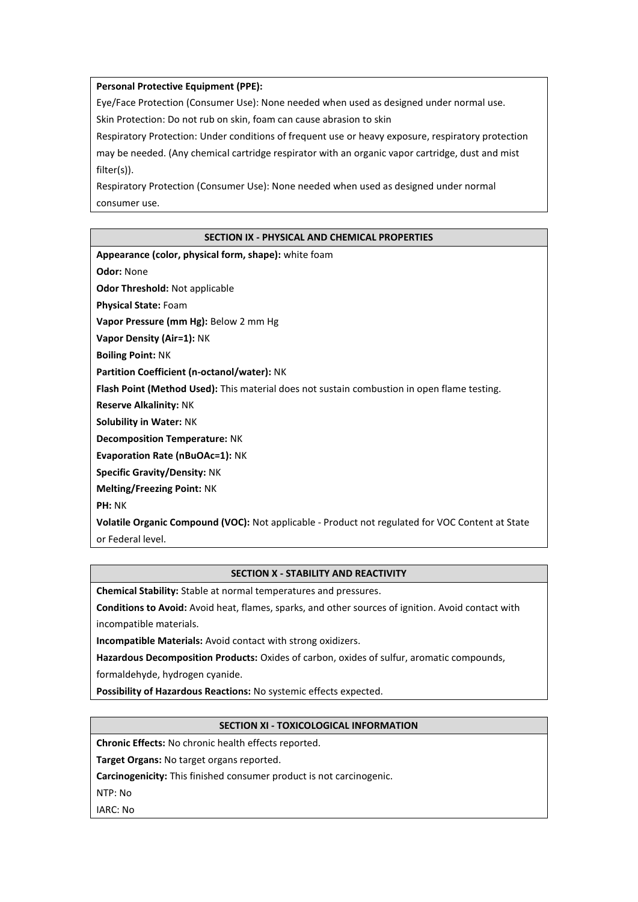**Personal Protective Equipment (PPE):**

Eye/Face Protection (Consumer Use): None needed when used as designed under normal use.

Skin Protection: Do not rub on skin, foam can cause abrasion to skin

Respiratory Protection: Under conditions of frequent use or heavy exposure, respiratory protection may be needed. (Any chemical cartridge respirator with an organic vapor cartridge, dust and mist filter(s)).

Respiratory Protection (Consumer Use): None needed when used as designed under normal consumer use.

## SECTION IX - PHYSICAL AND CHEMICAL PROPERTIES

**Appearance (color, physical form, shape):** white foam

**Odor:** None

**Odor Threshold:** Not applicable

**Physical State:** Foam

**Vapor Pressure (mm Hg):** Below 2 mm Hg

**Vapor Density (Air=1):** NK

**Boiling Point:** NK

**Partition Coefficient (n-octanol/water):** NK

**Flash Point (Method Used):** This material does not sustain combustion in open flame testing.

**Reserve Alkalinity:** NK

**Solubility in Water:** NK

**Decomposition Temperature:** NK

**Evaporation Rate (nBuOAc=1):** NK

**Specific Gravity/Density:** NK

**Melting/Freezing Point:** NK

**PH:** NK

**Volatile Organic Compound (VOC):** Not applicable - Product not regulated for VOC Content at State or Federal level.

## SECTION X - STABILITY AND REACTIVITY

**Chemical Stability:** Stable at normal temperatures and pressures.

**Conditions to Avoid:** Avoid heat, flames, sparks, and other sources of ignition. Avoid contact with incompatible materials.

**Incompatible Materials:** Avoid contact with strong oxidizers.

**Hazardous Decomposition Products:** Oxides of carbon, oxides of sulfur, aromatic compounds, formaldehyde, hydrogen cyanide.

**Possibility of Hazardous Reactions:** No systemic effects expected.

## SECTION XI - TOXICOLOGICAL INFORMATION

**Chronic Effects:** No chronic health effects reported.

**Target Organs:** No target organs reported.

**Carcinogenicity:** This finished consumer product is not carcinogenic.

NTP: No

IARC: No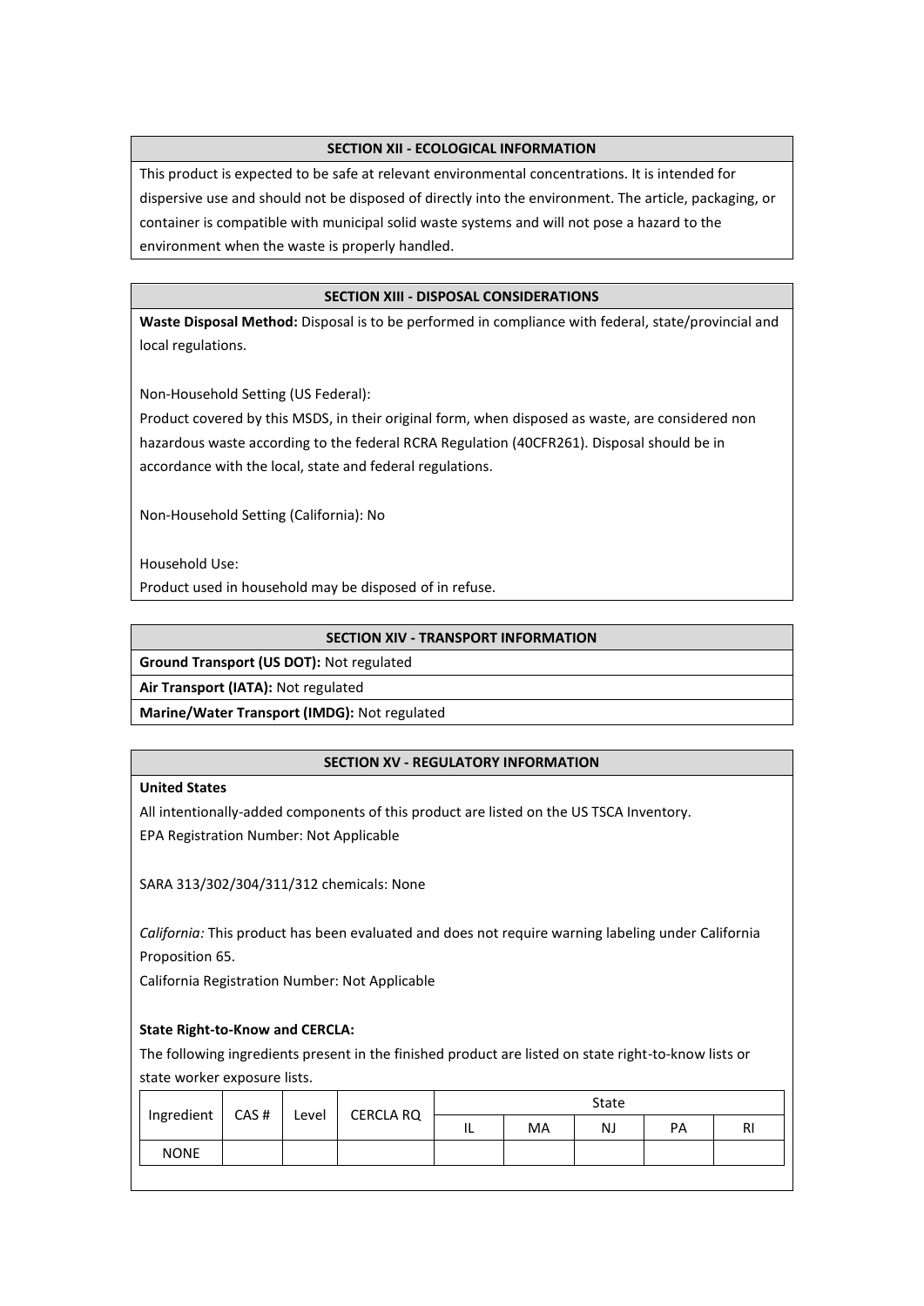## SECTION XII - ECOLOGICAL INFORMATION

This product is expected to be safe at relevant environmental concentrations. It is intended for dispersive use and should not be disposed of directly into the environment. The article, packaging, or container is compatible with municipal solid waste systems and will not pose a hazard to the environment when the waste is properly handled.

## SECTION XIII - DISPOSAL CONSIDERATIONS

**Waste Disposal Method:** Disposal is to be performed in compliance with federal, state/provincial and local regulations.

Non-Household Setting (US Federal):
Product covered by this MSDS, in their original form, when disposed as waste, are considered non hazardous waste according to the federal RCRA Regulation (40CFR261). Disposal should be in accordance with the local, state and federal regulations.

Non-Household Setting (California): No

Household Use:
Product used in household may be disposed of in refuse.

## SECTION XIV - TRANSPORT INFORMATION

**Ground Transport (US DOT):** Not regulated

**Air Transport (IATA):** Not regulated

**Marine/Water Transport (IMDG):** Not regulated

## SECTION XV - REGULATORY INFORMATION

**United States**

All intentionally-added components of this product are listed on the US TSCA Inventory.
EPA Registration Number: Not Applicable

SARA 313/302/304/311/312 chemicals: None

*California:* This product has been evaluated and does not require warning labeling under California Proposition 65.
California Registration Number: Not Applicable

**State Right-to-Know and CERCLA:**

The following ingredients present in the finished product are listed on state right-to-know lists or state worker exposure lists.

| Ingredient | CAS # | Level | CERCLA RQ | State | | | | |
|---|---|---|---|---|---|---|---|---|
| | | | | IL | MA | NJ | PA | RI |
| NONE | | | | | | | | |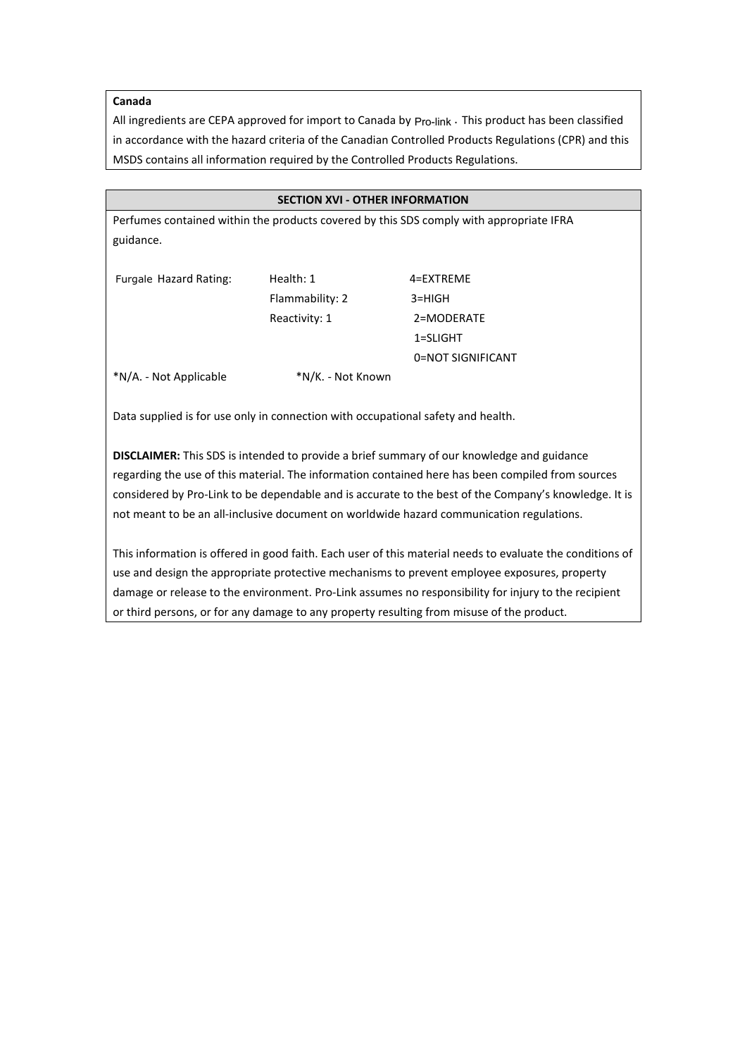**Canada**

All ingredients are CEPA approved for import to Canada by Pro-link . This product has been classified in accordance with the hazard criteria of the Canadian Controlled Products Regulations (CPR) and this MSDS contains all information required by the Controlled Products Regulations.

## SECTION XVI - OTHER INFORMATION

Perfumes contained within the products covered by this SDS comply with appropriate IFRA guidance.

| | | |
|---|---|---|
| Furgale Hazard Rating: | Health: 1 | 4=EXTREME |
| | Flammability: 2 | 3=HIGH |
| | Reactivity: 1 | 2=MODERATE |
| | | 1=SLIGHT |
| | | 0=NOT SIGNIFICANT |

*N/A. - Not Applicable    *N/K. - Not Known

Data supplied is for use only in connection with occupational safety and health.

**DISCLAIMER:** This SDS is intended to provide a brief summary of our knowledge and guidance regarding the use of this material. The information contained here has been compiled from sources considered by Pro-Link to be dependable and is accurate to the best of the Company's knowledge. It is not meant to be an all-inclusive document on worldwide hazard communication regulations.

This information is offered in good faith. Each user of this material needs to evaluate the conditions of use and design the appropriate protective mechanisms to prevent employee exposures, property damage or release to the environment. Pro-Link assumes no responsibility for injury to the recipient or third persons, or for any damage to any property resulting from misuse of the product.